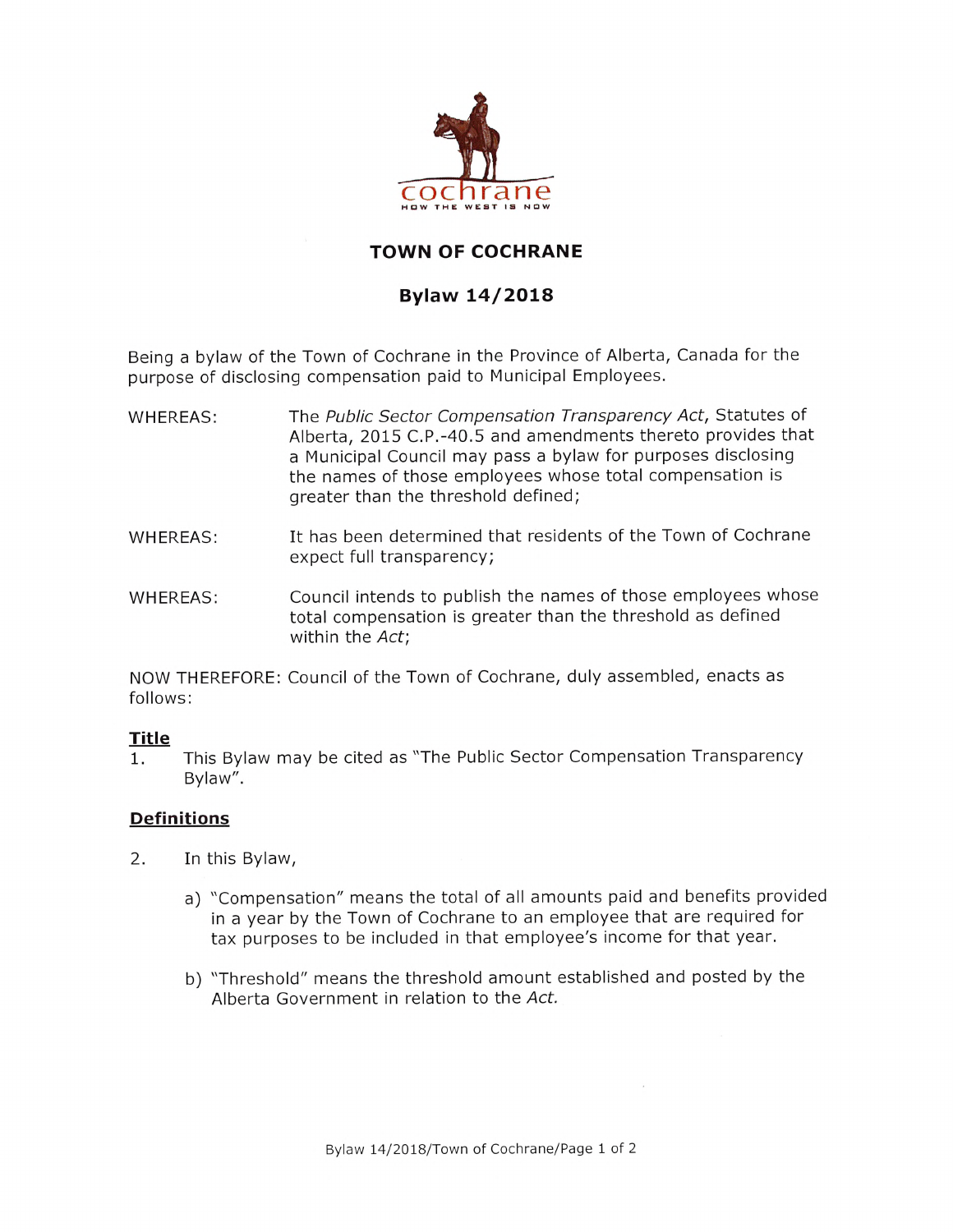cochrane

HOW THE WEST IS NOW

# TOWN OF COCHRANE

## Bylaw 14/2018

Being a bylaw of the Town of Cochrane in the Province of Alberta, Canada for the purpose of disclosing compensation paid to Municipal Employees.

WHEREAS: The *Public Sector Compensation Transparency Act*, Statutes of Alberta, 2015 C.P.-40.5 and amendments thereto provides that a Municipal Council may pass a bylaw for purposes disclosing the names of those employees whose total compensation is greater than the threshold defined;

WHEREAS: It has been determined that residents of the Town of Cochrane expect full transparency;

WHEREAS: Council intends to publish the names of those employees whose total compensation is greater than the threshold as defined within the *Act*;

NOW THEREFORE: Council of the Town of Cochrane, duly assembled, enacts as follows:

**Title**

1. This Bylaw may be cited as "The Public Sector Compensation Transparency Bylaw".

**Definitions**

2. In this Bylaw,

   a) "Compensation" means the total of all amounts paid and benefits provided in a year by the Town of Cochrane to an employee that are required for tax purposes to be included in that employee's income for that year.

   b) "Threshold" means the threshold amount established and posted by the Alberta Government in relation to the *Act.*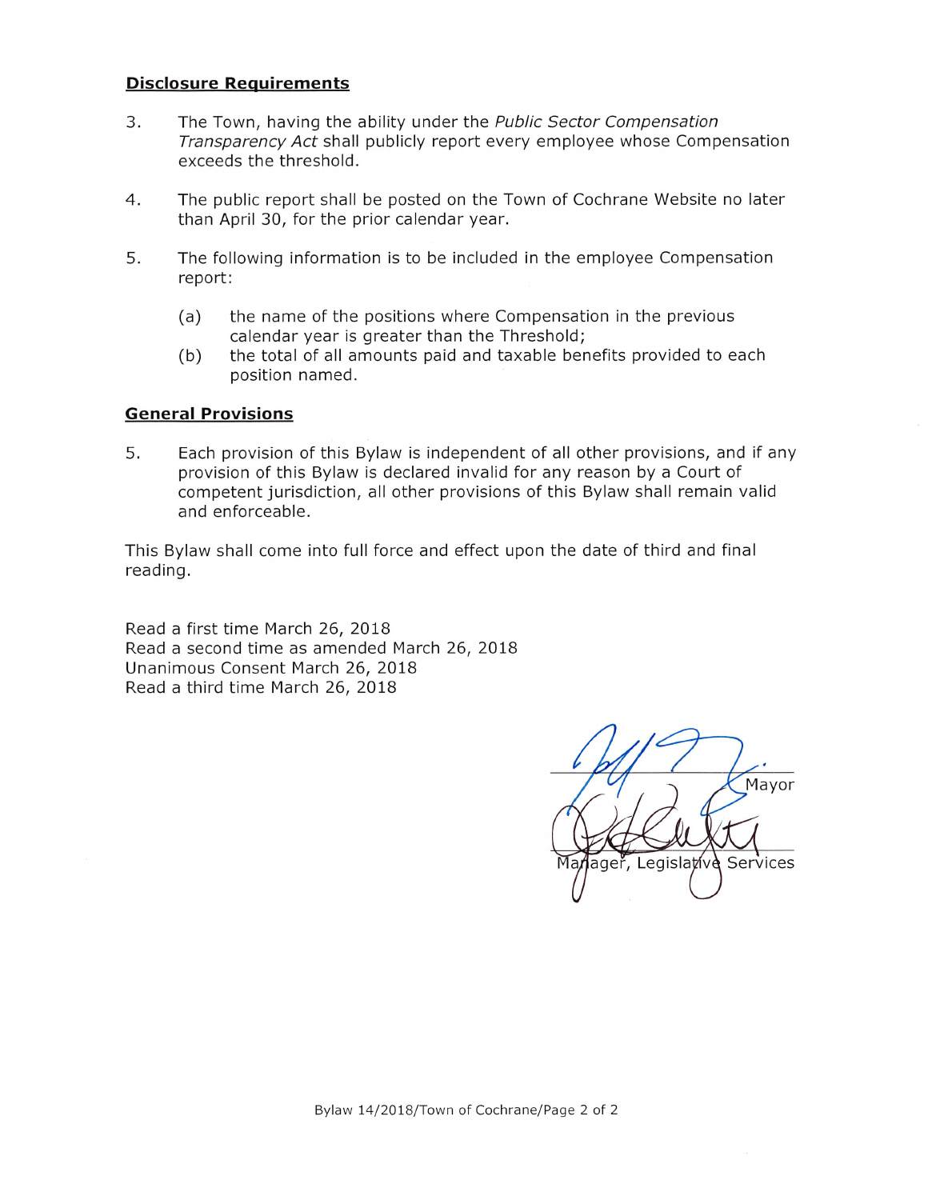## Disclosure Requirements

3. The Town, having the ability under the *Public Sector Compensation Transparency Act* shall publicly report every employee whose Compensation exceeds the threshold.

4. The public report shall be posted on the Town of Cochrane Website no later than April 30, for the prior calendar year.

5. The following information is to be included in the employee Compensation report:

   (a) the name of the positions where Compensation in the previous calendar year is greater than the Threshold;

   (b) the total of all amounts paid and taxable benefits provided to each position named.

## General Provisions

5. Each provision of this Bylaw is independent of all other provisions, and if any provision of this Bylaw is declared invalid for any reason by a Court of competent jurisdiction, all other provisions of this Bylaw shall remain valid and enforceable.

This Bylaw shall come into full force and effect upon the date of third and final reading.

Read a first time March 26, 2018
Read a second time as amended March 26, 2018
Unanimous Consent March 26, 2018
Read a third time March 26, 2018

Mayor

Manager, Legislative Services